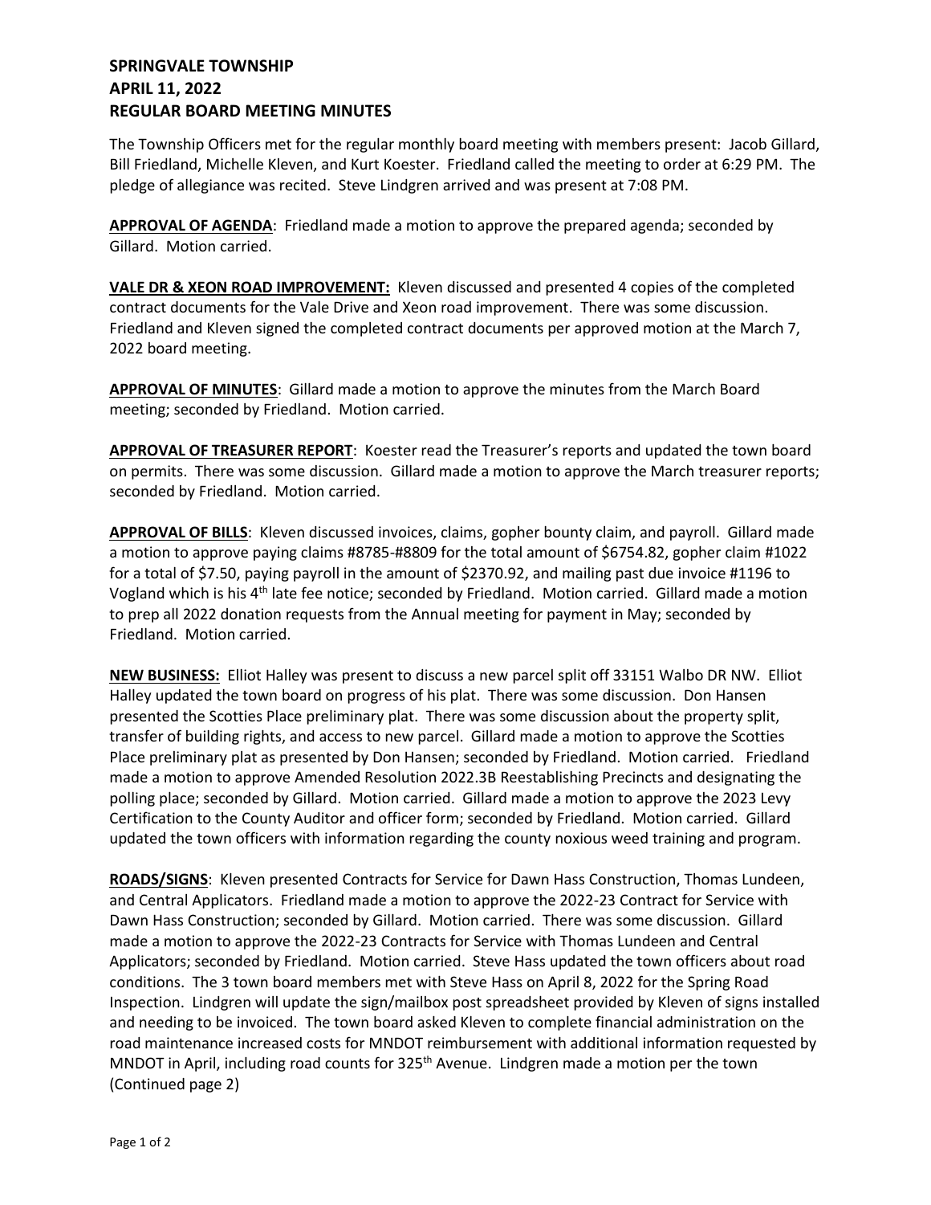# SPRINGVALE TOWNSHIP
# APRIL 11, 2022
# REGULAR BOARD MEETING MINUTES

The Township Officers met for the regular monthly board meeting with members present: Jacob Gillard, Bill Friedland, Michelle Kleven, and Kurt Koester. Friedland called the meeting to order at 6:29 PM. The pledge of allegiance was recited. Steve Lindgren arrived and was present at 7:08 PM.

**APPROVAL OF AGENDA**: Friedland made a motion to approve the prepared agenda; seconded by Gillard. Motion carried.

**VALE DR & XEON ROAD IMPROVEMENT:** Kleven discussed and presented 4 copies of the completed contract documents for the Vale Drive and Xeon road improvement. There was some discussion. Friedland and Kleven signed the completed contract documents per approved motion at the March 7, 2022 board meeting.

**APPROVAL OF MINUTES**: Gillard made a motion to approve the minutes from the March Board meeting; seconded by Friedland. Motion carried.

**APPROVAL OF TREASURER REPORT**: Koester read the Treasurer's reports and updated the town board on permits. There was some discussion. Gillard made a motion to approve the March treasurer reports; seconded by Friedland. Motion carried.

**APPROVAL OF BILLS**: Kleven discussed invoices, claims, gopher bounty claim, and payroll. Gillard made a motion to approve paying claims #8785-#8809 for the total amount of $6754.82, gopher claim #1022 for a total of $7.50, paying payroll in the amount of $2370.92, and mailing past due invoice #1196 to Vogland which is his 4th late fee notice; seconded by Friedland. Motion carried. Gillard made a motion to prep all 2022 donation requests from the Annual meeting for payment in May; seconded by Friedland. Motion carried.

**NEW BUSINESS:** Elliot Halley was present to discuss a new parcel split off 33151 Walbo DR NW. Elliot Halley updated the town board on progress of his plat. There was some discussion. Don Hansen presented the Scotties Place preliminary plat. There was some discussion about the property split, transfer of building rights, and access to new parcel. Gillard made a motion to approve the Scotties Place preliminary plat as presented by Don Hansen; seconded by Friedland. Motion carried. Friedland made a motion to approve Amended Resolution 2022.3B Reestablishing Precincts and designating the polling place; seconded by Gillard. Motion carried. Gillard made a motion to approve the 2023 Levy Certification to the County Auditor and officer form; seconded by Friedland. Motion carried. Gillard updated the town officers with information regarding the county noxious weed training and program.

**ROADS/SIGNS**: Kleven presented Contracts for Service for Dawn Hass Construction, Thomas Lundeen, and Central Applicators. Friedland made a motion to approve the 2022-23 Contract for Service with Dawn Hass Construction; seconded by Gillard. Motion carried. There was some discussion. Gillard made a motion to approve the 2022-23 Contracts for Service with Thomas Lundeen and Central Applicators; seconded by Friedland. Motion carried. Steve Hass updated the town officers about road conditions. The 3 town board members met with Steve Hass on April 8, 2022 for the Spring Road Inspection. Lindgren will update the sign/mailbox post spreadsheet provided by Kleven of signs installed and needing to be invoiced. The town board asked Kleven to complete financial administration on the road maintenance increased costs for MNDOT reimbursement with additional information requested by MNDOT in April, including road counts for 325th Avenue. Lindgren made a motion per the town (Continued page 2)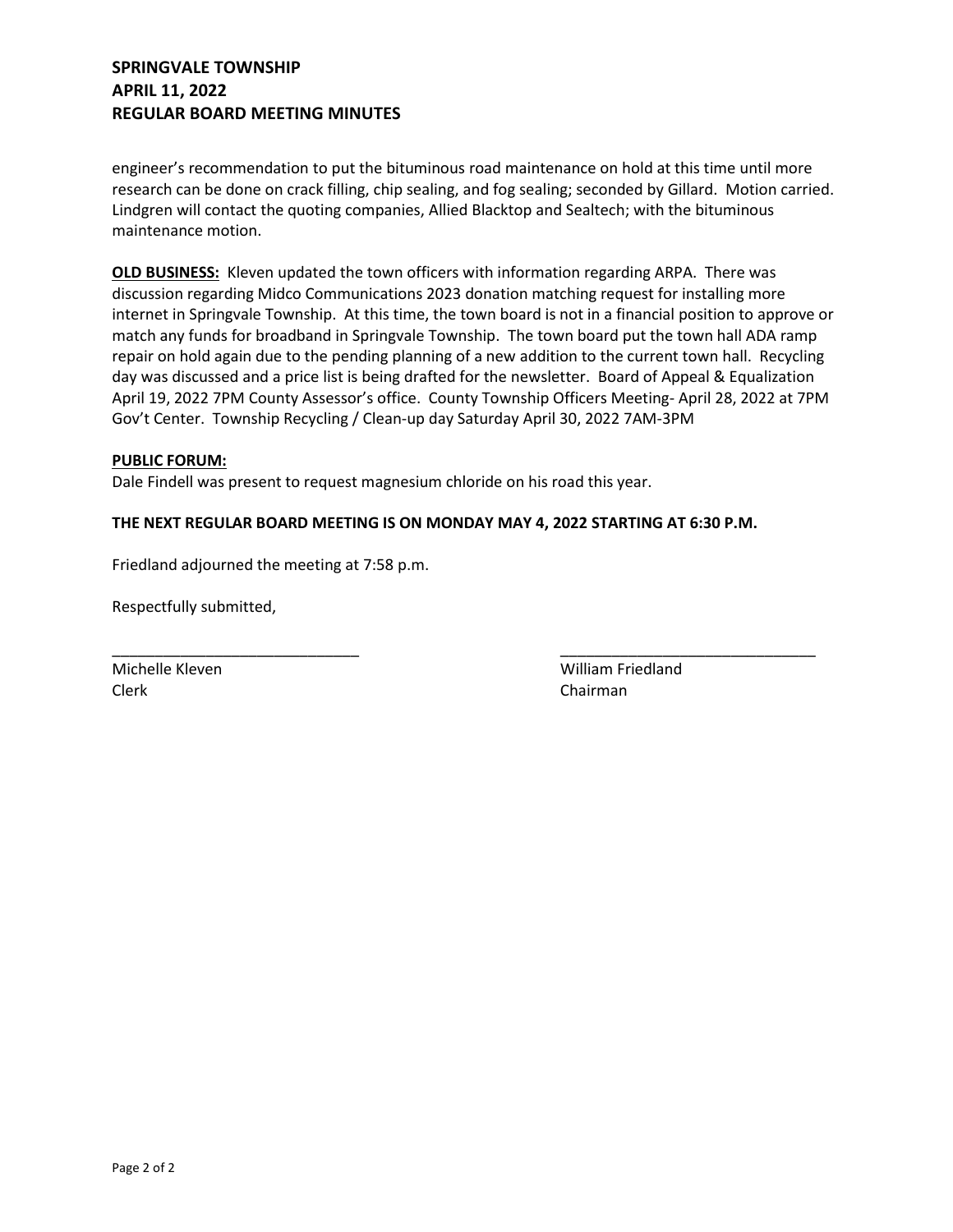engineer's recommendation to put the bituminous road maintenance on hold at this time until more research can be done on crack filling, chip sealing, and fog sealing; seconded by Gillard. Motion carried. Lindgren will contact the quoting companies, Allied Blacktop and Sealtech; with the bituminous maintenance motion.

**OLD BUSINESS:** Kleven updated the town officers with information regarding ARPA. There was discussion regarding Midco Communications 2023 donation matching request for installing more internet in Springvale Township. At this time, the town board is not in a financial position to approve or match any funds for broadband in Springvale Township. The town board put the town hall ADA ramp repair on hold again due to the pending planning of a new addition to the current town hall. Recycling day was discussed and a price list is being drafted for the newsletter. Board of Appeal & Equalization April 19, 2022 7PM County Assessor's office. County Township Officers Meeting- April 28, 2022 at 7PM Gov't Center. Township Recycling / Clean-up day Saturday April 30, 2022 7AM-3PM

**PUBLIC FORUM:**

Dale Findell was present to request magnesium chloride on his road this year.

**THE NEXT REGULAR BOARD MEETING IS ON MONDAY MAY 4, 2022 STARTING AT 6:30 P.M.**

Friedland adjourned the meeting at 7:58 p.m.

Respectfully submitted,

_____________________________ _____________________________

Michelle Kleven
Clerk

William Friedland
Chairman